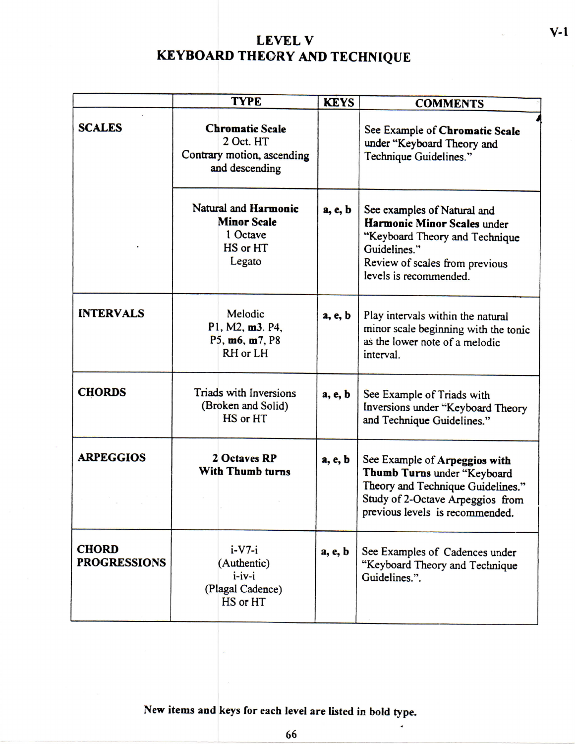# LEVEL V
# KEYBOARD THEORY AND TECHNIQUE

| | TYPE | KEYS | COMMENTS |
|---|---|---|---|
| **SCALES** | **Chromatic Scale**<br>2 Oct. HT<br>Contrary motion, ascending and descending | | See Example of **Chromatic Scale** under "Keyboard Theory and Technique Guidelines." |
| | Natural and **Harmonic Minor Scale**<br>1 Octave<br>HS or HT<br>Legato | **a, e, b** | See examples of Natural and **Harmonic Minor Scales** under "Keyboard Theory and Technique Guidelines."<br>Review of scales from previous levels is recommended. |
| **INTERVALS** | Melodic<br>P1, M2, **m3**. P4,<br>P5, **m6**, **m7**, P8<br>RH or LH | **a, e, b** | Play intervals within the natural minor scale beginning with the tonic as the lower note of a melodic interval. |
| **CHORDS** | Triads with Inversions<br>(Broken and Solid)<br>HS or HT | **a, e, b** | See Example of Triads with Inversions under "Keyboard Theory and Technique Guidelines." |
| **ARPEGGIOS** | **2 Octaves RP**<br>**With Thumb turns** | **a, e, b** | See Example of **Arpeggios with Thumb Turns** under "Keyboard Theory and Technique Guidelines."<br>Study of 2-Octave Arpeggios from previous levels is recommended. |
| **CHORD PROGRESSIONS** | i-V7-i<br>(Authentic)<br>i-iv-i<br>(Plagal Cadence)<br>HS or HT | **a, e, b** | See Examples of Cadences under "Keyboard Theory and Technique Guidelines.". |

**New items and keys for each level are listed in bold type.**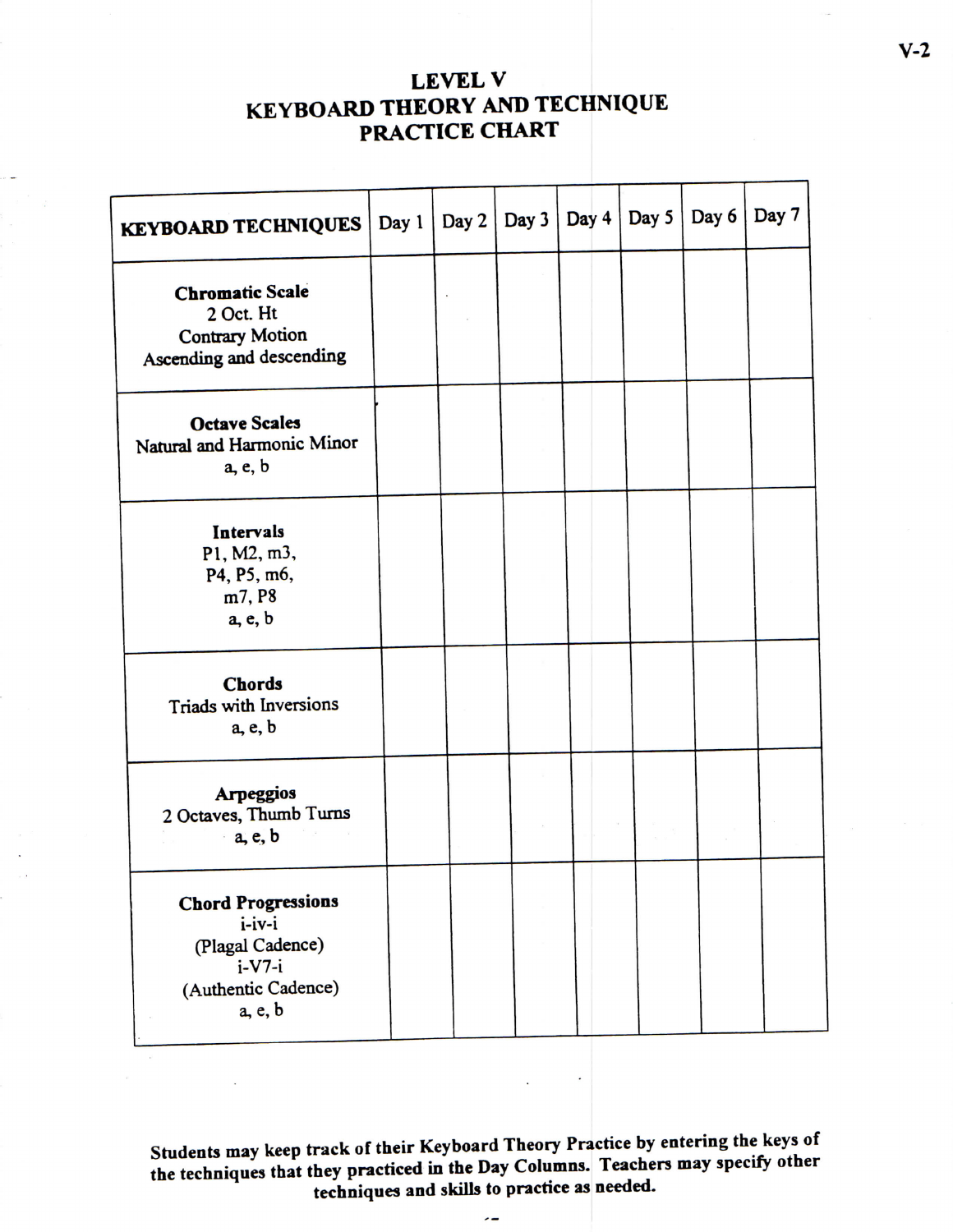# LEVEL V
## KEYBOARD THEORY AND TECHNIQUE
## PRACTICE CHART

| KEYBOARD TECHNIQUES | Day 1 | Day 2 | Day 3 | Day 4 | Day 5 | Day 6 | Day 7 |
|---|---|---|---|---|---|---|---|
| **Chromatic Scale**<br>2 Oct. Ht<br>Contrary Motion<br>Ascending and descending | | | | | | | |
| **Octave Scales**<br>Natural and Harmonic Minor<br>a, e, b | | | | | | | |
| **Intervals**<br>P1, M2, m3,<br>P4, P5, m6,<br>m7, P8<br>a, e, b | | | | | | | |
| **Chords**<br>Triads with Inversions<br>a, e, b | | | | | | | |
| **Arpeggios**<br>2 Octaves, Thumb Turns<br>a, e, b | | | | | | | |
| **Chord Progressions**<br>i-iv-i<br>(Plagal Cadence)<br>i-V7-i<br>(Authentic Cadence)<br>a, e, b | | | | | | | |

**Students may keep track of their Keyboard Theory Practice by entering the keys of the techniques that they practiced in the Day Columns. Teachers may specify other techniques and skills to practice as needed.**